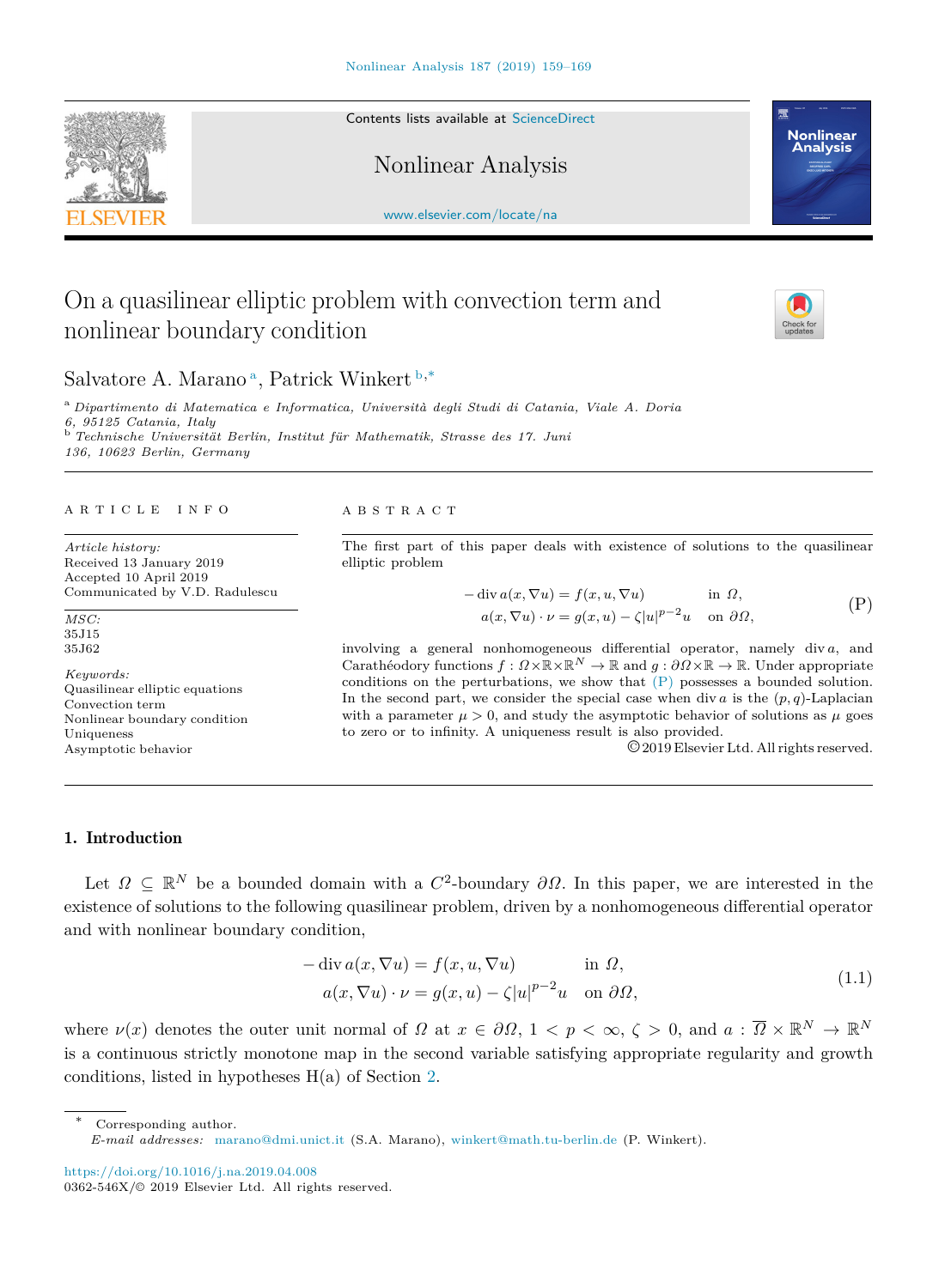# On a quasilinear elliptic problem with convection term and nonlinear boundary condition

Salvatore A. Marano [a], Patrick Winkert [b,*]

[a] *Dipartimento di Matematica e Informatica, Università degli Studi di Catania, Viale A. Doria 6, 95125 Catania, Italy*

[b] *Technische Universität Berlin, Institut für Mathematik, Strasse des 17. Juni 136, 10623 Berlin, Germany*

---

A R T I C L E   I N F O

*Article history:*
Received 13 January 2019
Accepted 10 April 2019
Communicated by V.D. Radulescu

*MSC:*
35J15
35J62

*Keywords:*
Quasilinear elliptic equations
Convection term
Nonlinear boundary condition
Uniqueness
Asymptotic behavior

A B S T R A C T

The first part of this paper deals with existence of solutions to the quasilinear elliptic problem

$$
\begin{aligned}
-\operatorname{div} a(x,\nabla u) &= f(x,u,\nabla u) && \text{in } \Omega,\\
a(x,\nabla u)\cdot\nu &= g(x,u)-\zeta|u|^{p-2}u && \text{on } \partial\Omega,
\end{aligned}
\tag{P}
$$

involving a general nonhomogeneous differential operator, namely $\operatorname{div} a$, and Carathéodory functions $f:\Omega\times\mathbb{R}\times\mathbb{R}^N\to\mathbb{R}$ and $g:\partial\Omega\times\mathbb{R}\to\mathbb{R}$. Under appropriate conditions on the perturbations, we show that (P) possesses a bounded solution. In the second part, we consider the special case when $\operatorname{div} a$ is the $(p,q)$-Laplacian with a parameter $\mu>0$, and study the asymptotic behavior of solutions as $\mu$ goes to zero or to infinity. A uniqueness result is also provided.

© 2019 Elsevier Ltd. All rights reserved.

---

## 1. Introduction

Let $\Omega\subseteq\mathbb{R}^N$ be a bounded domain with a $C^2$-boundary $\partial\Omega$. In this paper, we are interested in the existence of solutions to the following quasilinear problem, driven by a nonhomogeneous differential operator and with nonlinear boundary condition,

$$
\begin{aligned}
-\operatorname{div} a(x,\nabla u) &= f(x,u,\nabla u) && \text{in } \Omega,\\
a(x,\nabla u)\cdot\nu &= g(x,u)-\zeta|u|^{p-2}u && \text{on } \partial\Omega,
\end{aligned}
\tag{1.1}
$$

where $\nu(x)$ denotes the outer unit normal of $\Omega$ at $x\in\partial\Omega$, $1<p<\infty$, $\zeta>0$, and $a:\overline{\Omega}\times\mathbb{R}^N\to\mathbb{R}^N$ is a continuous strictly monotone map in the second variable satisfying appropriate regularity and growth conditions, listed in hypotheses H(a) of Section 2.

---

\* Corresponding author.
*E-mail addresses:* marano@dmi.unict.it (S.A. Marano), winkert@math.tu-berlin.de (P. Winkert).

https://doi.org/10.1016/j.na.2019.04.008
0362-546X/© 2019 Elsevier Ltd. All rights reserved.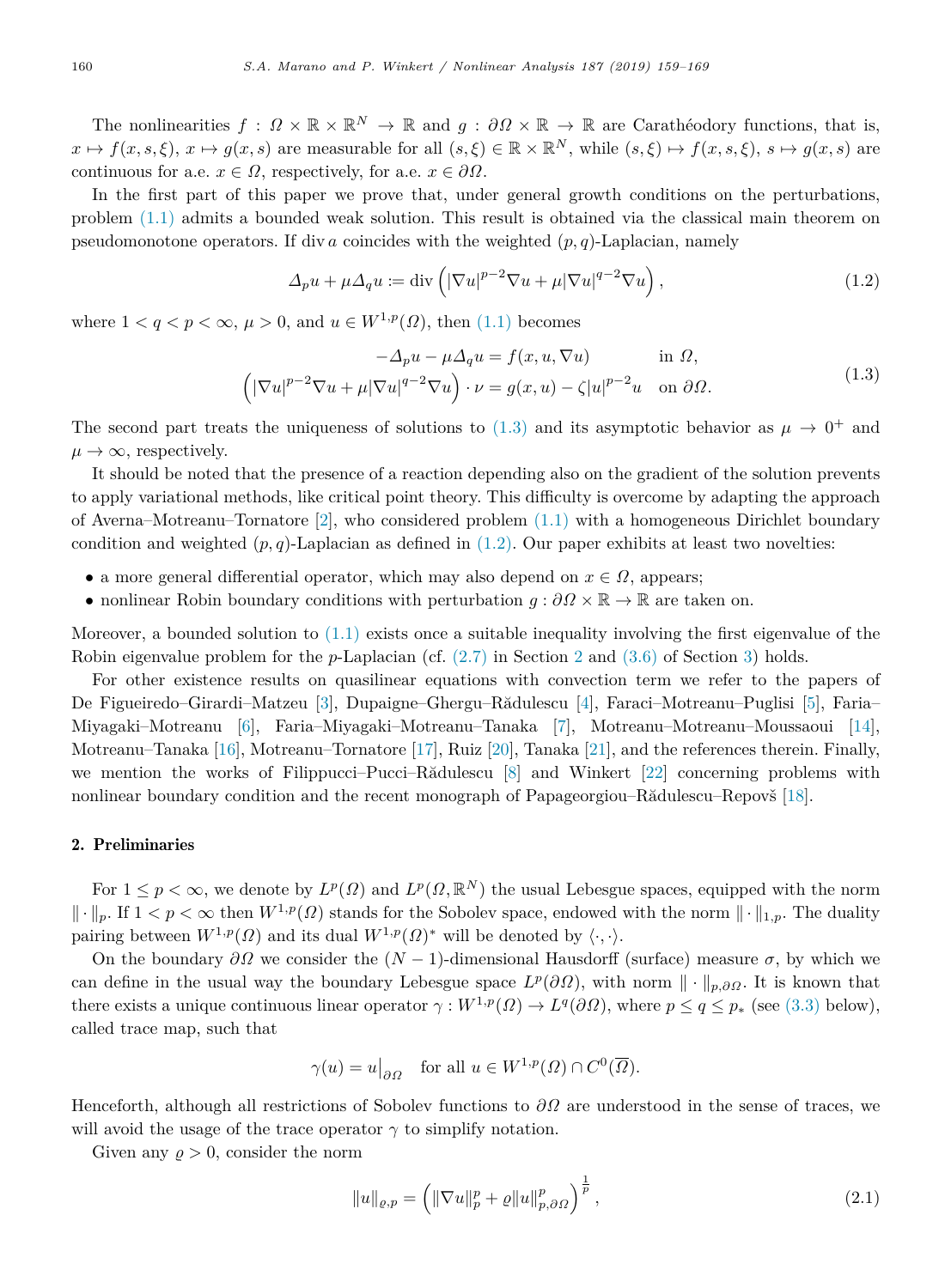The nonlinearities $f : \Omega \times \mathbb{R} \times \mathbb{R}^N \to \mathbb{R}$ and $g : \partial\Omega \times \mathbb{R} \to \mathbb{R}$ are Carathéodory functions, that is, $x \mapsto f(x,s,\xi)$, $x \mapsto g(x,s)$ are measurable for all $(s,\xi) \in \mathbb{R} \times \mathbb{R}^N$, while $(s,\xi) \mapsto f(x,s,\xi)$, $s \mapsto g(x,s)$ are continuous for a.e. $x \in \Omega$, respectively, for a.e. $x \in \partial\Omega$.

In the first part of this paper we prove that, under general growth conditions on the perturbations, problem (1.1) admits a bounded weak solution. This result is obtained via the classical main theorem on pseudomonotone operators. If $\operatorname{div} a$ coincides with the weighted $(p,q)$-Laplacian, namely

$$
\Delta_p u + \mu \Delta_q u := \operatorname{div}\left(|\nabla u|^{p-2}\nabla u + \mu |\nabla u|^{q-2}\nabla u\right), \tag{1.2}
$$

where $1 < q < p < \infty$, $\mu > 0$, and $u \in W^{1,p}(\Omega)$, then (1.1) becomes

$$
\begin{aligned}
-\Delta_p u - \mu \Delta_q u &= f(x,u,\nabla u) && \text{in } \Omega,\\
\left(|\nabla u|^{p-2}\nabla u + \mu |\nabla u|^{q-2}\nabla u\right)\cdot \nu &= g(x,u) - \zeta |u|^{p-2}u && \text{on } \partial\Omega.
\end{aligned} \tag{1.3}
$$

The second part treats the uniqueness of solutions to (1.3) and its asymptotic behavior as $\mu \to 0^+$ and $\mu \to \infty$, respectively.

It should be noted that the presence of a reaction depending also on the gradient of the solution prevents to apply variational methods, like critical point theory. This difficulty is overcome by adapting the approach of Averna–Motreanu–Tornatore [2], who considered problem (1.1) with a homogeneous Dirichlet boundary condition and weighted $(p,q)$-Laplacian as defined in (1.2). Our paper exhibits at least two novelties:

- a more general differential operator, which may also depend on $x \in \Omega$, appears;
- nonlinear Robin boundary conditions with perturbation $g : \partial\Omega \times \mathbb{R} \to \mathbb{R}$ are taken on.

Moreover, a bounded solution to (1.1) exists once a suitable inequality involving the first eigenvalue of the Robin eigenvalue problem for the $p$-Laplacian (cf. (2.7) in Section 2 and (3.6) of Section 3) holds.

For other existence results on quasilinear equations with convection term we refer to the papers of De Figueiredo–Girardi–Matzeu [3], Dupaigne–Ghergu–Rădulescu [4], Faraci–Motreanu–Puglisi [5], Faria–Miyagaki–Motreanu [6], Faria–Miyagaki–Motreanu–Tanaka [7], Motreanu–Motreanu–Moussaoui [14], Motreanu–Tanaka [16], Motreanu–Tornatore [17], Ruiz [20], Tanaka [21], and the references therein. Finally, we mention the works of Filippucci–Pucci–Rădulescu [8] and Winkert [22] concerning problems with nonlinear boundary condition and the recent monograph of Papageorgiou–Rădulescu–Repovš [18].

## 2. Preliminaries

For $1 \le p < \infty$, we denote by $L^p(\Omega)$ and $L^p(\Omega,\mathbb{R}^N)$ the usual Lebesgue spaces, equipped with the norm $\|\cdot\|_p$. If $1 < p < \infty$ then $W^{1,p}(\Omega)$ stands for the Sobolev space, endowed with the norm $\|\cdot\|_{1,p}$. The duality pairing between $W^{1,p}(\Omega)$ and its dual $W^{1,p}(\Omega)^*$ will be denoted by $\langle\cdot,\cdot\rangle$.

On the boundary $\partial\Omega$ we consider the $(N-1)$-dimensional Hausdorff (surface) measure $\sigma$, by which we can define in the usual way the boundary Lebesgue space $L^p(\partial\Omega)$, with norm $\|\cdot\|_{p,\partial\Omega}$. It is known that there exists a unique continuous linear operator $\gamma : W^{1,p}(\Omega) \to L^q(\partial\Omega)$, where $p \le q \le p_*$ (see (3.3) below), called trace map, such that

$$
\gamma(u) = u\big|_{\partial\Omega} \quad \text{for all } u \in W^{1,p}(\Omega) \cap C^0(\overline{\Omega}).
$$

Henceforth, although all restrictions of Sobolev functions to $\partial\Omega$ are understood in the sense of traces, we will avoid the usage of the trace operator $\gamma$ to simplify notation.

Given any $\varrho > 0$, consider the norm

$$
\|u\|_{\varrho,p} = \left(\|\nabla u\|_p^p + \varrho \|u\|_{p,\partial\Omega}^p\right)^{\frac{1}{p}}, \tag{2.1}
$$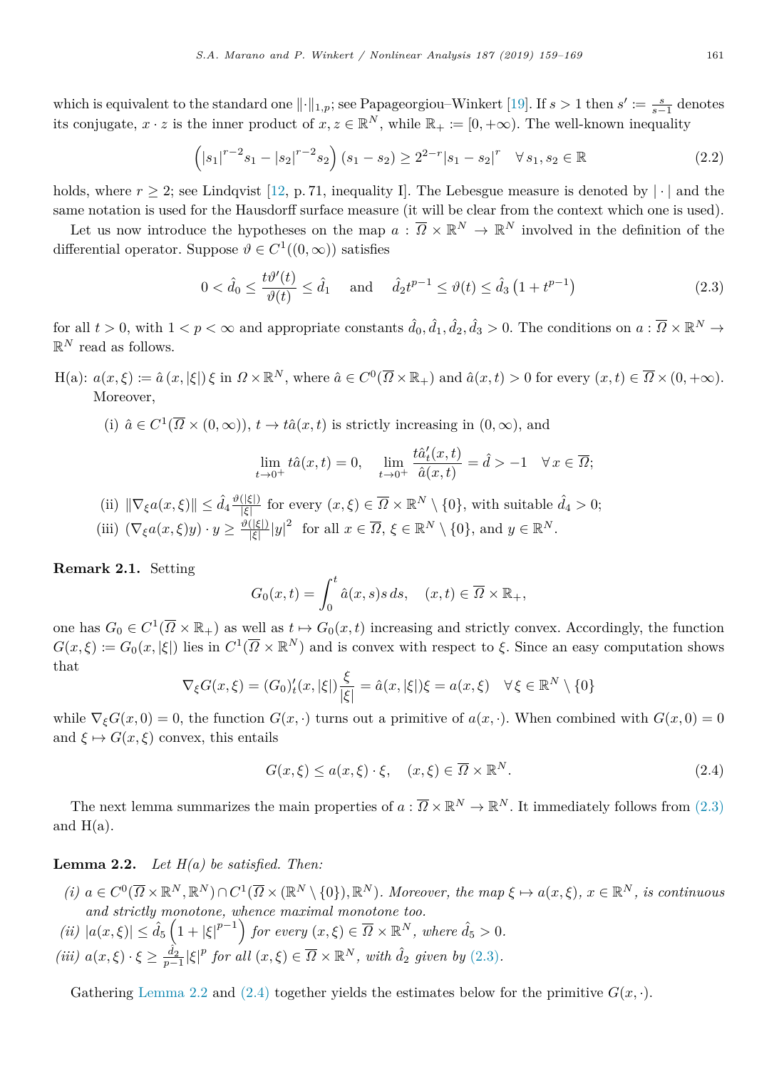which is equivalent to the standard one $\|\cdot\|_{1,p}$; see Papageorgiou–Winkert [19]. If $s > 1$ then $s' := \frac{s}{s-1}$ denotes its conjugate, $x \cdot z$ is the inner product of $x, z \in \mathbb{R}^N$, while $\mathbb{R}_+ := [0, +\infty)$. The well-known inequality

$$\left(|s_1|^{r-2}s_1 - |s_2|^{r-2}s_2\right)(s_1 - s_2) \geq 2^{2-r}|s_1 - s_2|^r \quad \forall\, s_1, s_2 \in \mathbb{R} \tag{2.2}$$

holds, where $r \geq 2$; see Lindqvist [12, p. 71, inequality I]. The Lebesgue measure is denoted by $|\cdot|$ and the same notation is used for the Hausdorff surface measure (it will be clear from the context which one is used).

Let us now introduce the hypotheses on the map $a : \overline{\Omega} \times \mathbb{R}^N \to \mathbb{R}^N$ involved in the definition of the differential operator. Suppose $\vartheta \in C^1((0, \infty))$ satisfies

$$0 < \hat{d}_0 \leq \frac{t\vartheta'(t)}{\vartheta(t)} \leq \hat{d}_1 \quad \text{and} \quad \hat{d}_2 t^{p-1} \leq \vartheta(t) \leq \hat{d}_3\left(1 + t^{p-1}\right) \tag{2.3}$$

for all $t > 0$, with $1 < p < \infty$ and appropriate constants $\hat{d}_0, \hat{d}_1, \hat{d}_2, \hat{d}_3 > 0$. The conditions on $a : \overline{\Omega} \times \mathbb{R}^N \to \mathbb{R}^N$ read as follows.

H(a): $a(x, \xi) := \hat{a}(x, |\xi|)\,\xi$ in $\Omega \times \mathbb{R}^N$, where $\hat{a} \in C^0(\overline{\Omega} \times \mathbb{R}_+)$ and $\hat{a}(x, t) > 0$ for every $(x, t) \in \overline{\Omega} \times (0, +\infty)$. Moreover,

(i) $\hat{a} \in C^1(\overline{\Omega} \times (0, \infty))$, $t \to t\hat{a}(x, t)$ is strictly increasing in $(0, \infty)$, and

$$\lim_{t \to 0^+} t\hat{a}(x, t) = 0, \quad \lim_{t \to 0^+} \frac{t\hat{a}'_t(x, t)}{\hat{a}(x, t)} = \hat{d} > -1 \quad \forall\, x \in \overline{\Omega};$$

(ii) $\|\nabla_\xi a(x, \xi)\| \leq \hat{d}_4 \frac{\vartheta(|\xi|)}{|\xi|}$ for every $(x, \xi) \in \overline{\Omega} \times \mathbb{R}^N \setminus \{0\}$, with suitable $\hat{d}_4 > 0$;

(iii) $(\nabla_\xi a(x, \xi) y) \cdot y \geq \frac{\vartheta(|\xi|)}{|\xi|}|y|^2$ for all $x \in \overline{\Omega}$, $\xi \in \mathbb{R}^N \setminus \{0\}$, and $y \in \mathbb{R}^N$.

**Remark 2.1.** Setting

$$G_0(x, t) = \int_0^t \hat{a}(x, s)s\,ds, \quad (x, t) \in \overline{\Omega} \times \mathbb{R}_+,$$

one has $G_0 \in C^1(\overline{\Omega} \times \mathbb{R}_+)$ as well as $t \mapsto G_0(x, t)$ increasing and strictly convex. Accordingly, the function $G(x, \xi) := G_0(x, |\xi|)$ lies in $C^1(\overline{\Omega} \times \mathbb{R}^N)$ and is convex with respect to $\xi$. Since an easy computation shows that

$$\nabla_\xi G(x, \xi) = (G_0)'_t(x, |\xi|)\frac{\xi}{|\xi|} = \hat{a}(x, |\xi|)\xi = a(x, \xi) \quad \forall\, \xi \in \mathbb{R}^N \setminus \{0\}$$

while $\nabla_\xi G(x, 0) = 0$, the function $G(x, \cdot)$ turns out a primitive of $a(x, \cdot)$. When combined with $G(x, 0) = 0$ and $\xi \mapsto G(x, \xi)$ convex, this entails

$$G(x, \xi) \leq a(x, \xi) \cdot \xi, \quad (x, \xi) \in \overline{\Omega} \times \mathbb{R}^N. \tag{2.4}$$

The next lemma summarizes the main properties of $a : \overline{\Omega} \times \mathbb{R}^N \to \mathbb{R}^N$. It immediately follows from (2.3) and H(a).

**Lemma 2.2.** *Let H(a) be satisfied. Then:*

*(i)* $a \in C^0(\overline{\Omega} \times \mathbb{R}^N, \mathbb{R}^N) \cap C^1(\overline{\Omega} \times (\mathbb{R}^N \setminus \{0\}), \mathbb{R}^N)$. *Moreover, the map* $\xi \mapsto a(x, \xi)$, $x \in \mathbb{R}^N$, *is continuous and strictly monotone, whence maximal monotone too.*

*(ii)* $|a(x, \xi)| \leq \hat{d}_5\left(1 + |\xi|^{p-1}\right)$ *for every* $(x, \xi) \in \overline{\Omega} \times \mathbb{R}^N$, *where* $\hat{d}_5 > 0$.

*(iii)* $a(x, \xi) \cdot \xi \geq \frac{\hat{d}_2}{p-1}|\xi|^p$ *for all* $(x, \xi) \in \overline{\Omega} \times \mathbb{R}^N$, *with* $\hat{d}_2$ *given by* (2.3).

Gathering Lemma 2.2 and (2.4) together yields the estimates below for the primitive $G(x, \cdot)$.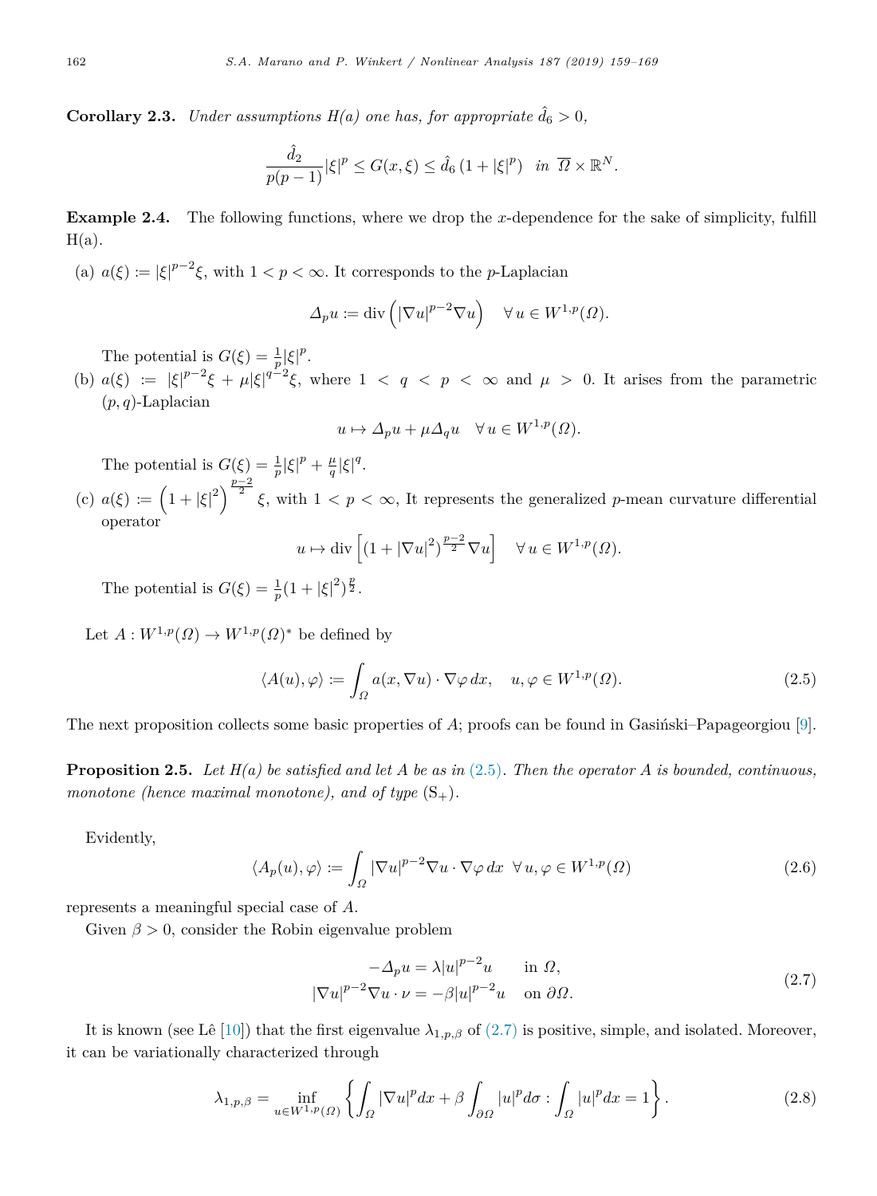**Corollary 2.3.** *Under assumptions H(a) one has, for appropriate $\hat{d}_6 > 0$,*

$$\frac{\hat{d}_2}{p(p-1)}|\xi|^p \le G(x,\xi) \le \hat{d}_6\left(1+|\xi|^p\right) \quad \text{in } \overline{\Omega}\times\mathbb{R}^N.$$

**Example 2.4.** The following functions, where we drop the $x$-dependence for the sake of simplicity, fulfill H(a).

(a) $a(\xi) := |\xi|^{p-2}\xi$, with $1 < p < \infty$. It corresponds to the $p$-Laplacian

$$\Delta_p u := \operatorname{div}\left(|\nabla u|^{p-2}\nabla u\right) \quad \forall\, u \in W^{1,p}(\Omega).$$

The potential is $G(\xi) = \frac{1}{p}|\xi|^p$.

(b) $a(\xi) := |\xi|^{p-2}\xi + \mu|\xi|^{q-2}\xi$, where $1 < q < p < \infty$ and $\mu > 0$. It arises from the parametric $(p,q)$-Laplacian

$$u \mapsto \Delta_p u + \mu\Delta_q u \quad \forall\, u \in W^{1,p}(\Omega).$$

The potential is $G(\xi) = \frac{1}{p}|\xi|^p + \frac{\mu}{q}|\xi|^q$.

(c) $a(\xi) := \left(1+|\xi|^2\right)^{\frac{p-2}{2}}\xi$, with $1 < p < \infty$, It represents the generalized $p$-mean curvature differential operator

$$u \mapsto \operatorname{div}\left[(1+|\nabla u|^2)^{\frac{p-2}{2}}\nabla u\right] \quad \forall\, u \in W^{1,p}(\Omega).$$

The potential is $G(\xi) = \frac{1}{p}(1+|\xi|^2)^{\frac{p}{2}}$.

Let $A : W^{1,p}(\Omega) \to W^{1,p}(\Omega)^*$ be defined by

$$\langle A(u), \varphi\rangle := \int_\Omega a(x,\nabla u)\cdot\nabla\varphi\, dx, \quad u,\varphi \in W^{1,p}(\Omega). \tag{2.5}$$

The next proposition collects some basic properties of $A$; proofs can be found in Gasiński–Papageorgiou [9].

**Proposition 2.5.** *Let H(a) be satisfied and let A be as in (2.5). Then the operator A is bounded, continuous, monotone (hence maximal monotone), and of type* $(\mathrm{S}_+)$.

Evidently,

$$\langle A_p(u), \varphi\rangle := \int_\Omega |\nabla u|^{p-2}\nabla u\cdot\nabla\varphi\, dx \;\; \forall\, u,\varphi \in W^{1,p}(\Omega) \tag{2.6}$$

represents a meaningful special case of $A$.

Given $\beta > 0$, consider the Robin eigenvalue problem

$$\begin{aligned} -\Delta_p u &= \lambda|u|^{p-2}u && \text{in } \Omega,\\ |\nabla u|^{p-2}\nabla u\cdot\nu &= -\beta|u|^{p-2}u && \text{on } \partial\Omega. \end{aligned} \tag{2.7}$$

It is known (see Lê [10]) that the first eigenvalue $\lambda_{1,p,\beta}$ of (2.7) is positive, simple, and isolated. Moreover, it can be variationally characterized through

$$\lambda_{1,p,\beta} = \inf_{u\in W^{1,p}(\Omega)}\left\{\int_\Omega |\nabla u|^p dx + \beta\int_{\partial\Omega}|u|^p d\sigma : \int_\Omega |u|^p dx = 1\right\}. \tag{2.8}$$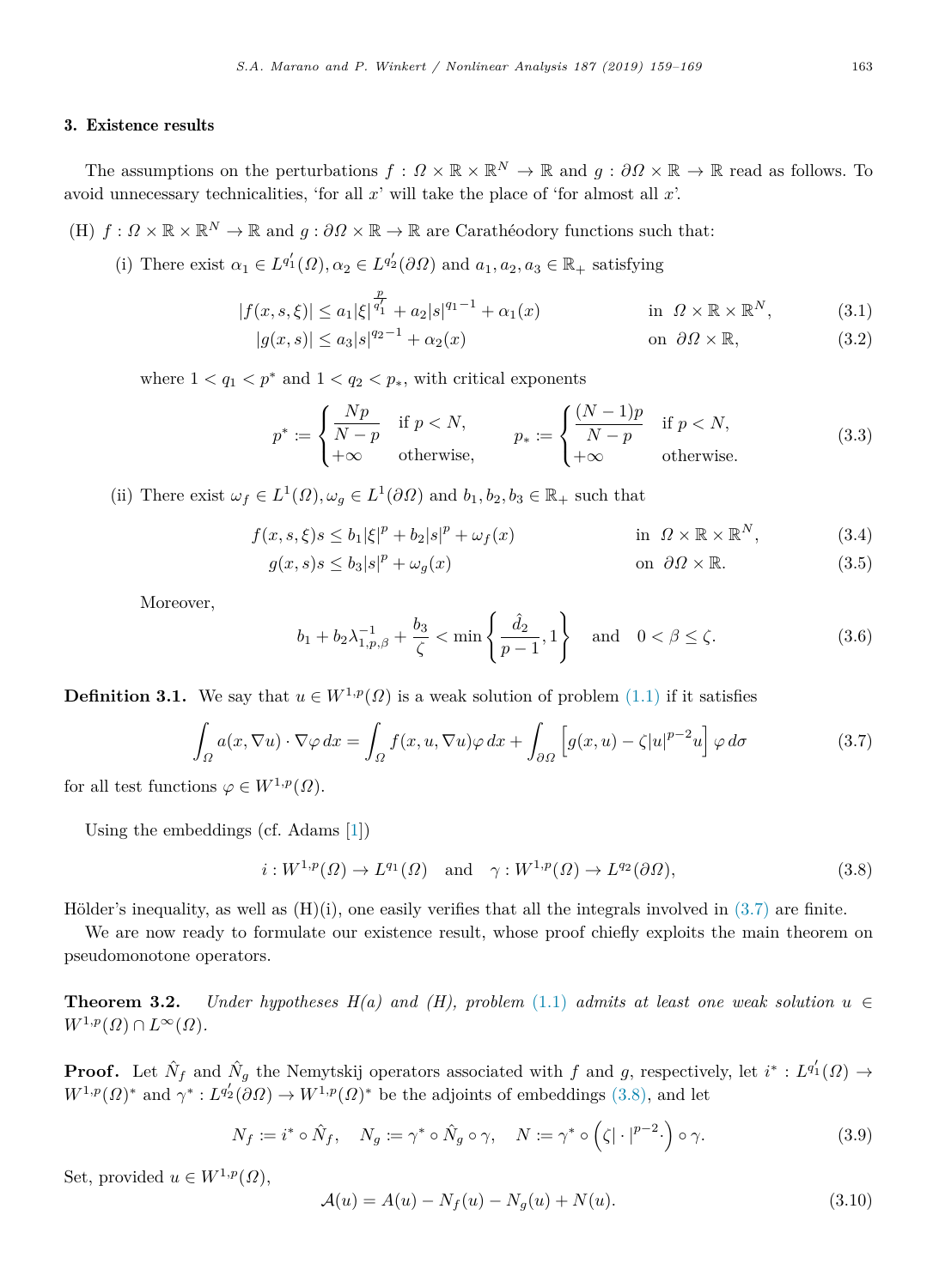## 3. Existence results

The assumptions on the perturbations $f : \Omega \times \mathbb{R} \times \mathbb{R}^N \to \mathbb{R}$ and $g : \partial\Omega \times \mathbb{R} \to \mathbb{R}$ read as follows. To avoid unnecessary technicalities, 'for all $x$' will take the place of 'for almost all $x$'.

(H) $f : \Omega \times \mathbb{R} \times \mathbb{R}^N \to \mathbb{R}$ and $g : \partial\Omega \times \mathbb{R} \to \mathbb{R}$ are Carathéodory functions such that:

(i) There exist $\alpha_1 \in L^{q_1'}(\Omega), \alpha_2 \in L^{q_2'}(\partial\Omega)$ and $a_1, a_2, a_3 \in \mathbb{R}_+$ satisfying

$$|f(x,s,\xi)| \le a_1|\xi|^{\frac{p}{q_1'}} + a_2|s|^{q_1-1} + \alpha_1(x) \qquad \text{in } \Omega \times \mathbb{R} \times \mathbb{R}^N, \tag{3.1}$$

$$|g(x,s)| \le a_3|s|^{q_2-1} + \alpha_2(x) \qquad \text{on } \partial\Omega \times \mathbb{R}, \tag{3.2}$$

where $1 < q_1 < p^*$ and $1 < q_2 < p_*$, with critical exponents

$$p^* := \begin{cases} \dfrac{Np}{N-p} & \text{if } p < N, \\ +\infty & \text{otherwise,} \end{cases} \qquad p_* := \begin{cases} \dfrac{(N-1)p}{N-p} & \text{if } p < N, \\ +\infty & \text{otherwise.} \end{cases} \tag{3.3}$$

(ii) There exist $\omega_f \in L^1(\Omega), \omega_g \in L^1(\partial\Omega)$ and $b_1, b_2, b_3 \in \mathbb{R}_+$ such that

$$f(x,s,\xi)s \le b_1|\xi|^p + b_2|s|^p + \omega_f(x) \qquad \text{in } \Omega \times \mathbb{R} \times \mathbb{R}^N, \tag{3.4}$$

$$g(x,s)s \le b_3|s|^p + \omega_g(x) \qquad \text{on } \partial\Omega \times \mathbb{R}. \tag{3.5}$$

Moreover,

$$b_1 + b_2\lambda_{1,p,\beta}^{-1} + \frac{b_3}{\zeta} < \min\left\{\frac{\hat{d}_2}{p-1}, 1\right\} \quad \text{and} \quad 0 < \beta \le \zeta. \tag{3.6}$$

**Definition 3.1.** We say that $u \in W^{1,p}(\Omega)$ is a weak solution of problem (1.1) if it satisfies

$$\int_\Omega a(x,\nabla u)\cdot\nabla\varphi\,dx = \int_\Omega f(x,u,\nabla u)\varphi\,dx + \int_{\partial\Omega}\left[g(x,u) - \zeta|u|^{p-2}u\right]\varphi\,d\sigma \tag{3.7}$$

for all test functions $\varphi \in W^{1,p}(\Omega)$.

Using the embeddings (cf. Adams [1])

$$i : W^{1,p}(\Omega) \to L^{q_1}(\Omega) \quad \text{and} \quad \gamma : W^{1,p}(\Omega) \to L^{q_2}(\partial\Omega), \tag{3.8}$$

Hölder's inequality, as well as (H)(i), one easily verifies that all the integrals involved in (3.7) are finite.

We are now ready to formulate our existence result, whose proof chiefly exploits the main theorem on pseudomonotone operators.

**Theorem 3.2.** *Under hypotheses H(a) and (H), problem (1.1) admits at least one weak solution $u \in W^{1,p}(\Omega) \cap L^\infty(\Omega)$.*

**Proof.** Let $\hat{N}_f$ and $\hat{N}_g$ the Nemytskij operators associated with $f$ and $g$, respectively, let $i^* : L^{q_1'}(\Omega) \to W^{1,p}(\Omega)^*$ and $\gamma^* : L^{q_2'}(\partial\Omega) \to W^{1,p}(\Omega)^*$ be the adjoints of embeddings (3.8), and let

$$N_f := i^* \circ \hat{N}_f, \quad N_g := \gamma^* \circ \hat{N}_g \circ \gamma, \quad N := \gamma^* \circ \left(\zeta|\cdot|^{p-2}\cdot\right) \circ \gamma. \tag{3.9}$$

Set, provided $u \in W^{1,p}(\Omega)$,

$$\mathcal{A}(u) = A(u) - N_f(u) - N_g(u) + N(u). \tag{3.10}$$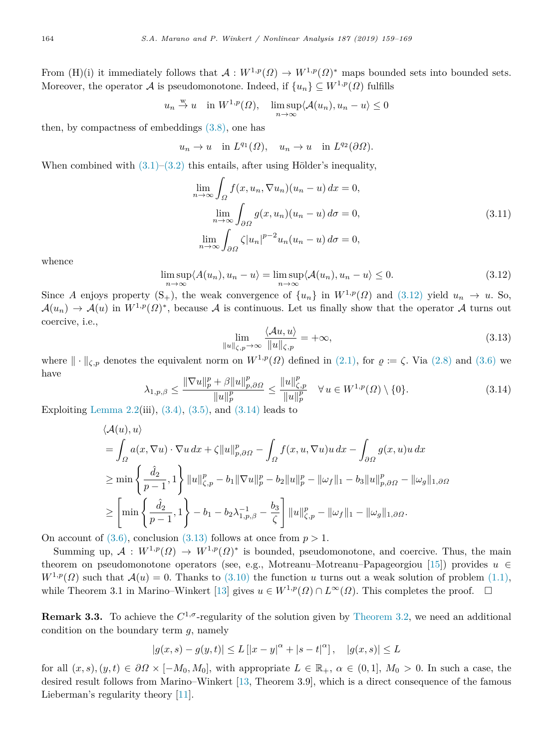From (H)(i) it immediately follows that $\mathcal{A} : W^{1,p}(\Omega) \to W^{1,p}(\Omega)^*$ maps bounded sets into bounded sets. Moreover, the operator $\mathcal{A}$ is pseudomonotone. Indeed, if $\{u_n\} \subseteq W^{1,p}(\Omega)$ fulfills

$$u_n \overset{\text{w}}{\to} u \quad \text{in } W^{1,p}(\Omega), \quad \limsup_{n\to\infty} \langle \mathcal{A}(u_n), u_n - u \rangle \leq 0$$

then, by compactness of embeddings (3.8), one has

$$u_n \to u \quad \text{in } L^{q_1}(\Omega), \quad u_n \to u \quad \text{in } L^{q_2}(\partial\Omega).$$

When combined with (3.1)–(3.2) this entails, after using Hölder's inequality,

$$\begin{aligned}
\lim_{n\to\infty} \int_\Omega f(x, u_n, \nabla u_n)(u_n - u)\, dx = 0,\\
\lim_{n\to\infty} \int_{\partial\Omega} g(x, u_n)(u_n - u)\, d\sigma = 0,\\
\lim_{n\to\infty} \int_{\partial\Omega} \zeta |u_n|^{p-2} u_n (u_n - u)\, d\sigma = 0,
\end{aligned} \tag{3.11}$$

whence

$$\limsup_{n\to\infty} \langle A(u_n), u_n - u \rangle = \limsup_{n\to\infty} \langle \mathcal{A}(u_n), u_n - u \rangle \leq 0. \tag{3.12}$$

Since $A$ enjoys property $(\mathrm{S}_+)$, the weak convergence of $\{u_n\}$ in $W^{1,p}(\Omega)$ and (3.12) yield $u_n \to u$. So, $\mathcal{A}(u_n) \to \mathcal{A}(u)$ in $W^{1,p}(\Omega)^*$, because $\mathcal{A}$ is continuous. Let us finally show that the operator $\mathcal{A}$ turns out coercive, i.e.,

$$\lim_{\|u\|_{\zeta,p}\to\infty} \frac{\langle \mathcal{A}u, u \rangle}{\|u\|_{\zeta,p}} = +\infty, \tag{3.13}$$

where $\|\cdot\|_{\zeta,p}$ denotes the equivalent norm on $W^{1,p}(\Omega)$ defined in (2.1), for $\varrho := \zeta$. Via (2.8) and (3.6) we have

$$\lambda_{1,p,\beta} \leq \frac{\|\nabla u\|_p^p + \beta \|u\|_{p,\partial\Omega}^p}{\|u\|_p^p} \leq \frac{\|u\|_{\zeta,p}^p}{\|u\|_p^p} \quad \forall\, u \in W^{1,p}(\Omega) \setminus \{0\}. \tag{3.14}$$

Exploiting Lemma 2.2(iii), (3.4), (3.5), and (3.14) leads to

$$\begin{aligned}
&\langle \mathcal{A}(u), u \rangle\\
&= \int_\Omega a(x, \nabla u) \cdot \nabla u\, dx + \zeta \|u\|_{p,\partial\Omega}^p - \int_\Omega f(x, u, \nabla u) u\, dx - \int_{\partial\Omega} g(x, u) u\, dx\\
&\geq \min\left\{\frac{\hat{d}_2}{p-1}, 1\right\} \|u\|_{\zeta,p}^p - b_1 \|\nabla u\|_p^p - b_2 \|u\|_p^p - \|\omega_f\|_1 - b_3 \|u\|_{p,\partial\Omega}^p - \|\omega_g\|_{1,\partial\Omega}\\
&\geq \left[\min\left\{\frac{\hat{d}_2}{p-1}, 1\right\} - b_1 - b_2 \lambda_{1,p,\beta}^{-1} - \frac{b_3}{\zeta}\right] \|u\|_{\zeta,p}^p - \|\omega_f\|_1 - \|\omega_g\|_{1,\partial\Omega}.
\end{aligned}$$

On account of (3.6), conclusion (3.13) follows at once from $p > 1$.

Summing up, $\mathcal{A} : W^{1,p}(\Omega) \to W^{1,p}(\Omega)^*$ is bounded, pseudomonotone, and coercive. Thus, the main theorem on pseudomonotone operators (see, e.g., Motreanu–Motreanu–Papageorgiou [15]) provides $u \in W^{1,p}(\Omega)$ such that $\mathcal{A}(u) = 0$. Thanks to (3.10) the function $u$ turns out a weak solution of problem (1.1), while Theorem 3.1 in Marino–Winkert [13] gives $u \in W^{1,p}(\Omega) \cap L^\infty(\Omega)$. This completes the proof. □

**Remark 3.3.** To achieve the $C^{1,\sigma}$-regularity of the solution given by Theorem 3.2, we need an additional condition on the boundary term $g$, namely

$$|g(x,s) - g(y,t)| \leq L\left[|x-y|^\alpha + |s-t|^\alpha\right], \quad |g(x,s)| \leq L$$

for all $(x,s), (y,t) \in \partial\Omega \times [-M_0, M_0]$, with appropriate $L \in \mathbb{R}_+$, $\alpha \in (0,1]$, $M_0 > 0$. In such a case, the desired result follows from Marino–Winkert [13, Theorem 3.9], which is a direct consequence of the famous Lieberman's regularity theory [11].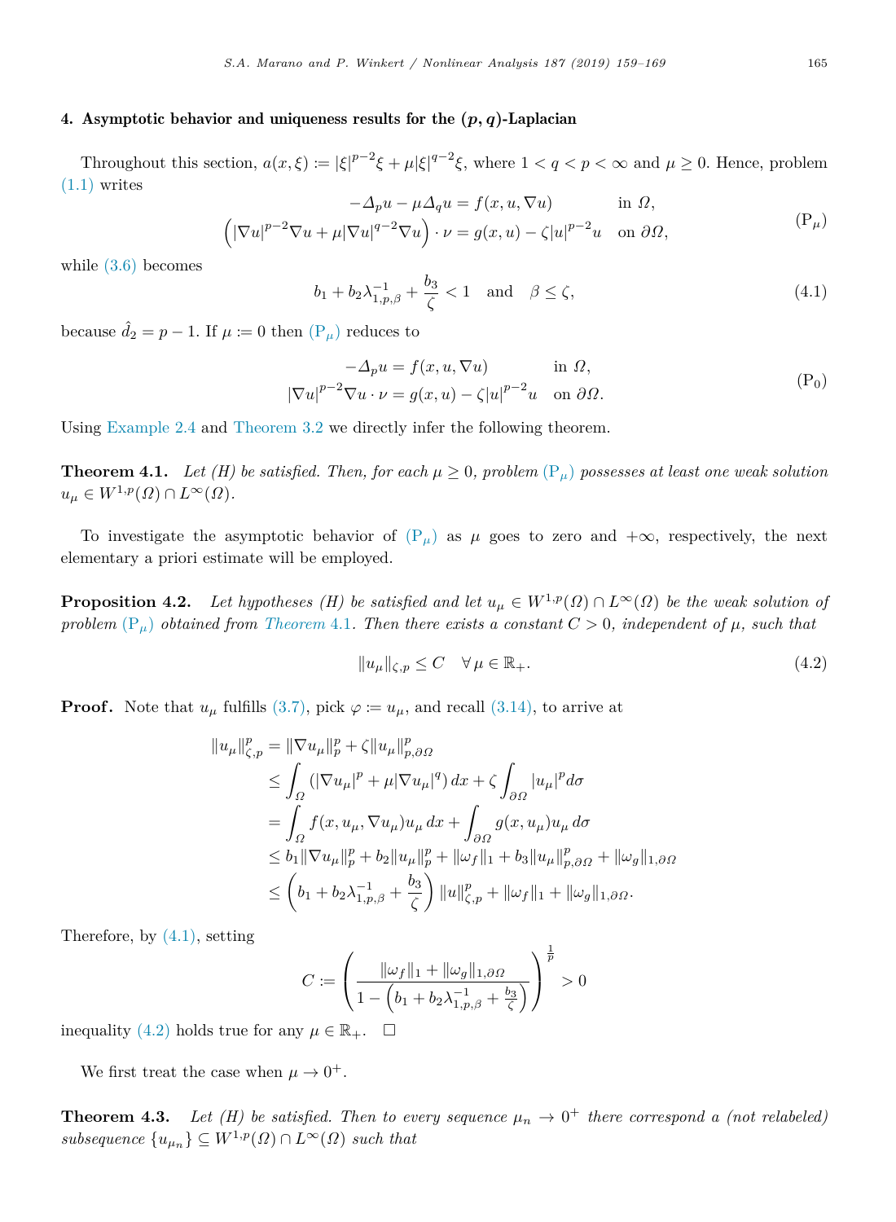## 4. Asymptotic behavior and uniqueness results for the $(p, q)$-Laplacian

Throughout this section, $a(x,\xi) := |\xi|^{p-2}\xi + \mu|\xi|^{q-2}\xi$, where $1 < q < p < \infty$ and $\mu \geq 0$. Hence, problem (1.1) writes

$$
\begin{aligned}
-\Delta_p u - \mu\Delta_q u &= f(x,u,\nabla u) && \text{in } \Omega,\\
\left(|\nabla u|^{p-2}\nabla u + \mu|\nabla u|^{q-2}\nabla u\right)\cdot \nu &= g(x,u) - \zeta|u|^{p-2}u && \text{on } \partial\Omega,
\end{aligned}
\tag{$\mathrm{P}_\mu$}
$$

while (3.6) becomes

$$
b_1 + b_2\lambda_{1,p,\beta}^{-1} + \frac{b_3}{\zeta} < 1 \quad \text{and} \quad \beta \leq \zeta, \tag{4.1}
$$

because $\hat{d}_2 = p-1$. If $\mu := 0$ then ($\mathrm{P}_\mu$) reduces to

$$
\begin{aligned}
-\Delta_p u &= f(x,u,\nabla u) && \text{in } \Omega,\\
|\nabla u|^{p-2}\nabla u\cdot \nu &= g(x,u) - \zeta|u|^{p-2}u && \text{on } \partial\Omega.
\end{aligned}
\tag{$\mathrm{P}_0$}
$$

Using Example 2.4 and Theorem 3.2 we directly infer the following theorem.

**Theorem 4.1.** *Let (H) be satisfied. Then, for each $\mu \geq 0$, problem ($\mathrm{P}_\mu$) possesses at least one weak solution $u_\mu \in W^{1,p}(\Omega)\cap L^\infty(\Omega)$.*

To investigate the asymptotic behavior of ($\mathrm{P}_\mu$) as $\mu$ goes to zero and $+\infty$, respectively, the next elementary a priori estimate will be employed.

**Proposition 4.2.** *Let hypotheses (H) be satisfied and let $u_\mu \in W^{1,p}(\Omega)\cap L^\infty(\Omega)$ be the weak solution of problem ($\mathrm{P}_\mu$) obtained from Theorem 4.1. Then there exists a constant $C > 0$, independent of $\mu$, such that*

$$
\|u_\mu\|_{\zeta,p} \leq C \quad \forall\, \mu \in \mathbb{R}_+. \tag{4.2}
$$

**Proof.** Note that $u_\mu$ fulfills (3.7), pick $\varphi := u_\mu$, and recall (3.14), to arrive at

$$
\begin{aligned}
\|u_\mu\|_{\zeta,p}^p &= \|\nabla u_\mu\|_p^p + \zeta\|u_\mu\|_{p,\partial\Omega}^p\\
&\leq \int_\Omega \left(|\nabla u_\mu|^p + \mu|\nabla u_\mu|^q\right)dx + \zeta\int_{\partial\Omega}|u_\mu|^p d\sigma\\
&= \int_\Omega f(x,u_\mu,\nabla u_\mu)u_\mu\,dx + \int_{\partial\Omega} g(x,u_\mu)u_\mu\,d\sigma\\
&\leq b_1\|\nabla u_\mu\|_p^p + b_2\|u_\mu\|_p^p + \|\omega_f\|_1 + b_3\|u_\mu\|_{p,\partial\Omega}^p + \|\omega_g\|_{1,\partial\Omega}\\
&\leq \left(b_1 + b_2\lambda_{1,p,\beta}^{-1} + \frac{b_3}{\zeta}\right)\|u\|_{\zeta,p}^p + \|\omega_f\|_1 + \|\omega_g\|_{1,\partial\Omega}.
\end{aligned}
$$

Therefore, by (4.1), setting

$$
C := \left(\frac{\|\omega_f\|_1 + \|\omega_g\|_{1,\partial\Omega}}{1-\left(b_1 + b_2\lambda_{1,p,\beta}^{-1} + \frac{b_3}{\zeta}\right)}\right)^{\frac{1}{p}} > 0
$$

inequality (4.2) holds true for any $\mu \in \mathbb{R}_+$. $\square$

We first treat the case when $\mu \to 0^+$.

**Theorem 4.3.** *Let (H) be satisfied. Then to every sequence $\mu_n \to 0^+$ there correspond a (not relabeled) subsequence $\{u_{\mu_n}\} \subseteq W^{1,p}(\Omega)\cap L^\infty(\Omega)$ such that*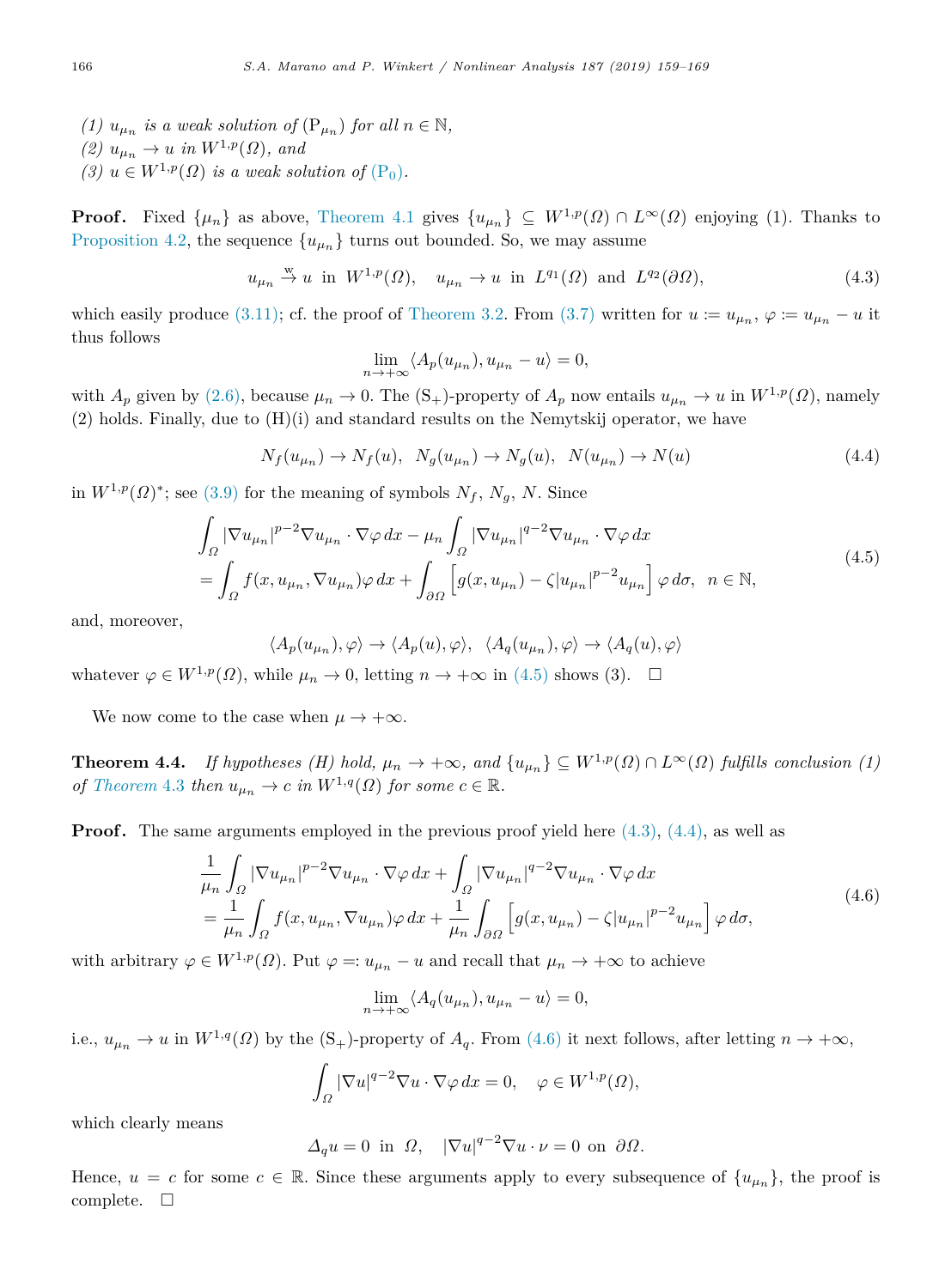*(1) $u_{\mu_n}$ is a weak solution of $(\mathrm{P}_{\mu_n})$ for all $n \in \mathbb{N}$,*
*(2) $u_{\mu_n} \to u$ in $W^{1,p}(\Omega)$, and*
*(3) $u \in W^{1,p}(\Omega)$ is a weak solution of $(\mathrm{P}_0)$.*

**Proof.** Fixed $\{\mu_n\}$ as above, Theorem 4.1 gives $\{u_{\mu_n}\} \subseteq W^{1,p}(\Omega) \cap L^\infty(\Omega)$ enjoying (1). Thanks to Proposition 4.2, the sequence $\{u_{\mu_n}\}$ turns out bounded. So, we may assume

$$u_{\mu_n} \overset{\mathrm{w}}{\to} u \text{ in } W^{1,p}(\Omega), \quad u_{\mu_n} \to u \text{ in } L^{q_1}(\Omega) \text{ and } L^{q_2}(\partial\Omega), \tag{4.3}$$

which easily produce (3.11); cf. the proof of Theorem 3.2. From (3.7) written for $u := u_{\mu_n}$, $\varphi := u_{\mu_n} - u$ it thus follows

$$\lim_{n\to+\infty} \langle A_p(u_{\mu_n}), u_{\mu_n} - u\rangle = 0,$$

with $A_p$ given by (2.6), because $\mu_n \to 0$. The $(\mathrm{S}_+)$-property of $A_p$ now entails $u_{\mu_n} \to u$ in $W^{1,p}(\Omega)$, namely (2) holds. Finally, due to (H)(i) and standard results on the Nemytskij operator, we have

$$N_f(u_{\mu_n}) \to N_f(u), \;\; N_g(u_{\mu_n}) \to N_g(u), \;\; N(u_{\mu_n}) \to N(u) \tag{4.4}$$

in $W^{1,p}(\Omega)^*$; see (3.9) for the meaning of symbols $N_f$, $N_g$, $N$. Since

$$\begin{aligned}
&\int_\Omega |\nabla u_{\mu_n}|^{p-2}\nabla u_{\mu_n}\cdot\nabla\varphi\,dx - \mu_n\int_\Omega |\nabla u_{\mu_n}|^{q-2}\nabla u_{\mu_n}\cdot\nabla\varphi\,dx \\
&= \int_\Omega f(x,u_{\mu_n},\nabla u_{\mu_n})\varphi\,dx + \int_{\partial\Omega}\left[g(x,u_{\mu_n}) - \zeta|u_{\mu_n}|^{p-2}u_{\mu_n}\right]\varphi\,d\sigma, \;\; n\in\mathbb{N},
\end{aligned} \tag{4.5}$$

and, moreover,

$$\langle A_p(u_{\mu_n}),\varphi\rangle \to \langle A_p(u),\varphi\rangle, \;\; \langle A_q(u_{\mu_n}),\varphi\rangle \to \langle A_q(u),\varphi\rangle$$

whatever $\varphi \in W^{1,p}(\Omega)$, while $\mu_n \to 0$, letting $n \to +\infty$ in (4.5) shows (3). $\square$

We now come to the case when $\mu \to +\infty$.

**Theorem 4.4.** *If hypotheses (H) hold, $\mu_n \to +\infty$, and $\{u_{\mu_n}\} \subseteq W^{1,p}(\Omega) \cap L^\infty(\Omega)$ fulfills conclusion (1) of Theorem 4.3 then $u_{\mu_n} \to c$ in $W^{1,q}(\Omega)$ for some $c \in \mathbb{R}$.*

**Proof.** The same arguments employed in the previous proof yield here (4.3), (4.4), as well as

$$\begin{aligned}
&\frac{1}{\mu_n}\int_\Omega |\nabla u_{\mu_n}|^{p-2}\nabla u_{\mu_n}\cdot\nabla\varphi\,dx + \int_\Omega |\nabla u_{\mu_n}|^{q-2}\nabla u_{\mu_n}\cdot\nabla\varphi\,dx \\
&= \frac{1}{\mu_n}\int_\Omega f(x,u_{\mu_n},\nabla u_{\mu_n})\varphi\,dx + \frac{1}{\mu_n}\int_{\partial\Omega}\left[g(x,u_{\mu_n}) - \zeta|u_{\mu_n}|^{p-2}u_{\mu_n}\right]\varphi\,d\sigma,
\end{aligned} \tag{4.6}$$

with arbitrary $\varphi \in W^{1,p}(\Omega)$. Put $\varphi =: u_{\mu_n} - u$ and recall that $\mu_n \to +\infty$ to achieve

$$\lim_{n\to+\infty}\langle A_q(u_{\mu_n}), u_{\mu_n} - u\rangle = 0,$$

i.e., $u_{\mu_n} \to u$ in $W^{1,q}(\Omega)$ by the $(\mathrm{S}_+)$-property of $A_q$. From (4.6) it next follows, after letting $n \to +\infty$,

$$\int_\Omega |\nabla u|^{q-2}\nabla u\cdot\nabla\varphi\,dx = 0, \quad \varphi \in W^{1,p}(\Omega),$$

which clearly means

$$\Delta_q u = 0 \text{ in } \Omega, \quad |\nabla u|^{q-2}\nabla u\cdot\nu = 0 \text{ on } \partial\Omega.$$

Hence, $u = c$ for some $c \in \mathbb{R}$. Since these arguments apply to every subsequence of $\{u_{\mu_n}\}$, the proof is complete. $\square$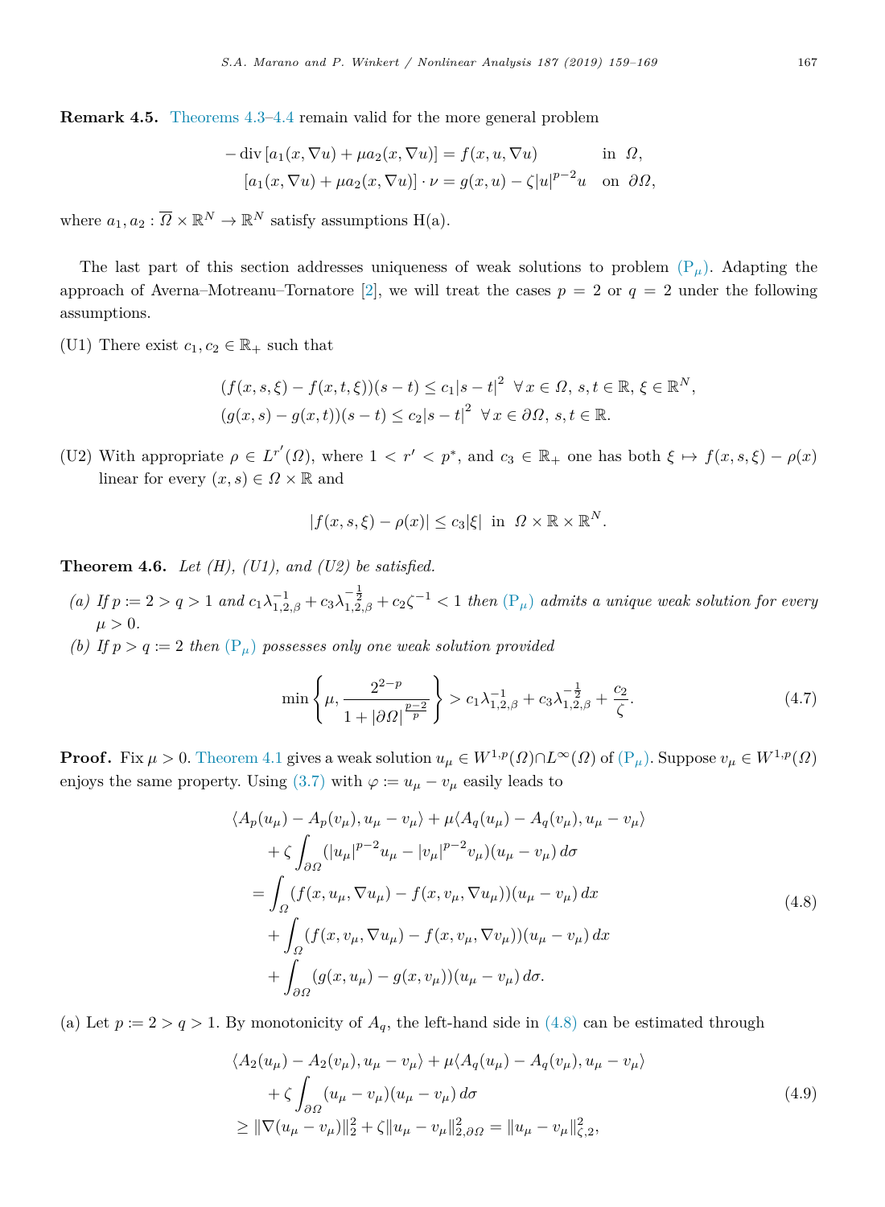**Remark 4.5.** Theorems 4.3–4.4 remain valid for the more general problem

$$
\begin{aligned}
-\operatorname{div}\left[a_1(x,\nabla u)+\mu a_2(x,\nabla u)\right] &= f(x,u,\nabla u) && \text{in } \Omega,\\
\left[a_1(x,\nabla u)+\mu a_2(x,\nabla u)\right]\cdot\nu &= g(x,u)-\zeta|u|^{p-2}u && \text{on } \partial\Omega,
\end{aligned}
$$

where $a_1, a_2 : \overline{\Omega}\times\mathbb{R}^N \to \mathbb{R}^N$ satisfy assumptions H(a).

The last part of this section addresses uniqueness of weak solutions to problem (P$_\mu$). Adapting the approach of Averna–Motreanu–Tornatore [2], we will treat the cases $p = 2$ or $q = 2$ under the following assumptions.

(U1) There exist $c_1, c_2 \in \mathbb{R}_+$ such that

$$
\begin{aligned}
&(f(x,s,\xi)-f(x,t,\xi))(s-t) \le c_1|s-t|^2 \quad \forall x\in\Omega,\ s,t\in\mathbb{R},\ \xi\in\mathbb{R}^N,\\
&(g(x,s)-g(x,t))(s-t) \le c_2|s-t|^2 \quad \forall x\in\partial\Omega,\ s,t\in\mathbb{R}.
\end{aligned}
$$

(U2) With appropriate $\rho \in L^{r'}(\Omega)$, where $1 < r' < p^*$, and $c_3 \in \mathbb{R}_+$ one has both $\xi \mapsto f(x,s,\xi)-\rho(x)$ linear for every $(x,s)\in\Omega\times\mathbb{R}$ and

$$
|f(x,s,\xi)-\rho(x)| \le c_3|\xi| \ \text{ in } \ \Omega\times\mathbb{R}\times\mathbb{R}^N.
$$

**Theorem 4.6.** *Let (H), (U1), and (U2) be satisfied.*

*(a) If $p := 2 > q > 1$ and $c_1\lambda_{1,2,\beta}^{-1} + c_3\lambda_{1,2,\beta}^{-\frac{1}{2}} + c_2\zeta^{-1} < 1$ then (P$_\mu$) admits a unique weak solution for every $\mu > 0$.*

*(b) If $p > q := 2$ then (P$_\mu$) possesses only one weak solution provided*

$$
\min\left\{\mu, \frac{2^{2-p}}{1+|\partial\Omega|^{\frac{p-2}{p}}}\right\} > c_1\lambda_{1,2,\beta}^{-1} + c_3\lambda_{1,2,\beta}^{-\frac{1}{2}} + \frac{c_2}{\zeta}. \tag{4.7}
$$

**Proof.** Fix $\mu > 0$. Theorem 4.1 gives a weak solution $u_\mu \in W^{1,p}(\Omega)\cap L^\infty(\Omega)$ of (P$_\mu$). Suppose $v_\mu \in W^{1,p}(\Omega)$ enjoys the same property. Using (3.7) with $\varphi := u_\mu - v_\mu$ easily leads to

$$
\begin{aligned}
&\langle A_p(u_\mu)-A_p(v_\mu), u_\mu-v_\mu\rangle + \mu\langle A_q(u_\mu)-A_q(v_\mu), u_\mu-v_\mu\rangle\\
&\quad + \zeta\int_{\partial\Omega}(|u_\mu|^{p-2}u_\mu - |v_\mu|^{p-2}v_\mu)(u_\mu-v_\mu)\,d\sigma\\
&= \int_\Omega (f(x,u_\mu,\nabla u_\mu)-f(x,v_\mu,\nabla u_\mu))(u_\mu-v_\mu)\,dx\\
&\quad + \int_\Omega (f(x,v_\mu,\nabla u_\mu)-f(x,v_\mu,\nabla v_\mu))(u_\mu-v_\mu)\,dx\\
&\quad + \int_{\partial\Omega}(g(x,u_\mu)-g(x,v_\mu))(u_\mu-v_\mu)\,d\sigma.
\end{aligned} \tag{4.8}
$$

(a) Let $p := 2 > q > 1$. By monotonicity of $A_q$, the left-hand side in (4.8) can be estimated through

$$
\begin{aligned}
&\langle A_2(u_\mu)-A_2(v_\mu), u_\mu-v_\mu\rangle + \mu\langle A_q(u_\mu)-A_q(v_\mu), u_\mu-v_\mu\rangle\\
&\quad + \zeta\int_{\partial\Omega}(u_\mu-v_\mu)(u_\mu-v_\mu)\,d\sigma\\
&\ge \|\nabla(u_\mu-v_\mu)\|_2^2 + \zeta\|u_\mu-v_\mu\|_{2,\partial\Omega}^2 = \|u_\mu-v_\mu\|_{\zeta,2}^2,
\end{aligned} \tag{4.9}
$$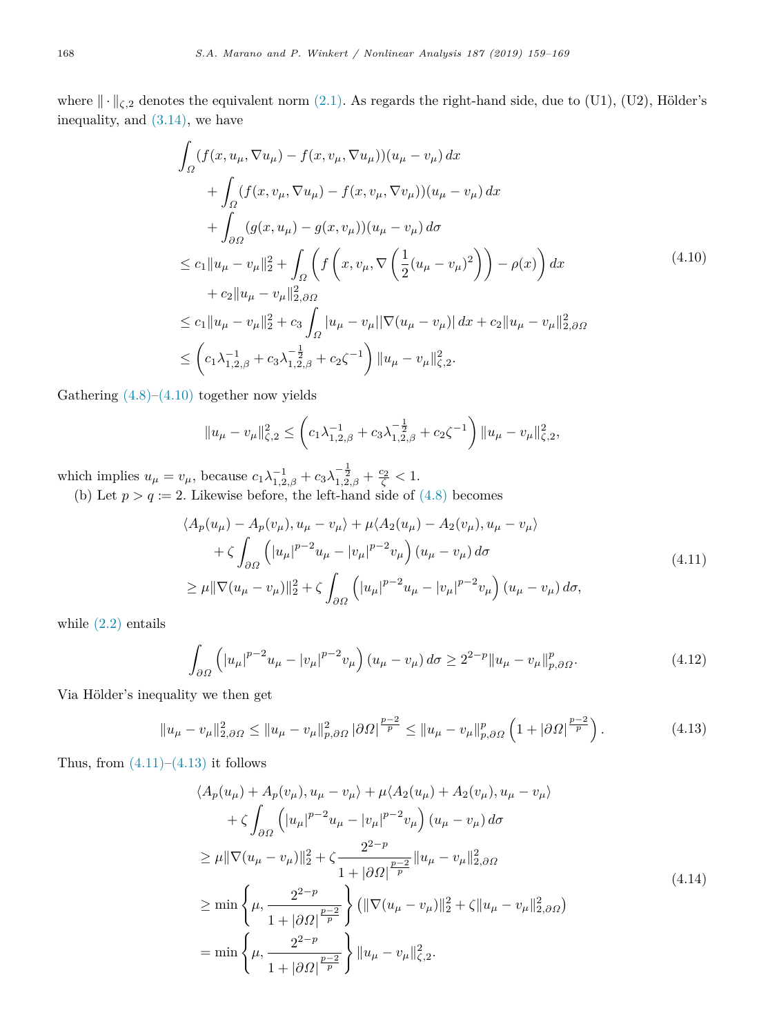where $\|\cdot\|_{\zeta,2}$ denotes the equivalent norm (2.1). As regards the right-hand side, due to (U1), (U2), Hölder's inequality, and (3.14), we have

$$
\begin{aligned}
&\int_\Omega (f(x,u_\mu,\nabla u_\mu)-f(x,v_\mu,\nabla u_\mu))(u_\mu-v_\mu)\,dx\\
&\qquad+\int_\Omega (f(x,v_\mu,\nabla u_\mu)-f(x,v_\mu,\nabla v_\mu))(u_\mu-v_\mu)\,dx\\
&\qquad+\int_{\partial\Omega} (g(x,u_\mu)-g(x,v_\mu))(u_\mu-v_\mu)\,d\sigma\\
&\le c_1\|u_\mu-v_\mu\|_2^2+\int_\Omega\left(f\left(x,v_\mu,\nabla\left(\frac{1}{2}(u_\mu-v_\mu)^2\right)\right)-\rho(x)\right)dx\\
&\qquad+c_2\|u_\mu-v_\mu\|_{2,\partial\Omega}^2\\
&\le c_1\|u_\mu-v_\mu\|_2^2+c_3\int_\Omega |u_\mu-v_\mu||\nabla(u_\mu-v_\mu)|\,dx+c_2\|u_\mu-v_\mu\|_{2,\partial\Omega}^2\\
&\le\left(c_1\lambda_{1,2,\beta}^{-1}+c_3\lambda_{1,2,\beta}^{-\frac{1}{2}}+c_2\zeta^{-1}\right)\|u_\mu-v_\mu\|_{\zeta,2}^2.
\end{aligned}
\tag{4.10}
$$

Gathering (4.8)–(4.10) together now yields

$$
\|u_\mu-v_\mu\|_{\zeta,2}^2\le\left(c_1\lambda_{1,2,\beta}^{-1}+c_3\lambda_{1,2,\beta}^{-\frac{1}{2}}+c_2\zeta^{-1}\right)\|u_\mu-v_\mu\|_{\zeta,2}^2,
$$

which implies $u_\mu=v_\mu$, because $c_1\lambda_{1,2,\beta}^{-1}+c_3\lambda_{1,2,\beta}^{-\frac{1}{2}}+\frac{c_2}{\zeta}<1$.

(b) Let $p>q:=2$. Likewise before, the left-hand side of (4.8) becomes

$$
\begin{aligned}
&\langle A_p(u_\mu)-A_p(v_\mu),u_\mu-v_\mu\rangle+\mu\langle A_2(u_\mu)-A_2(v_\mu),u_\mu-v_\mu\rangle\\
&\qquad+\zeta\int_{\partial\Omega}\left(|u_\mu|^{p-2}u_\mu-|v_\mu|^{p-2}v_\mu\right)(u_\mu-v_\mu)\,d\sigma\\
&\ge\mu\|\nabla(u_\mu-v_\mu)\|_2^2+\zeta\int_{\partial\Omega}\left(|u_\mu|^{p-2}u_\mu-|v_\mu|^{p-2}v_\mu\right)(u_\mu-v_\mu)\,d\sigma,
\end{aligned}
\tag{4.11}
$$

while (2.2) entails

$$
\int_{\partial\Omega}\left(|u_\mu|^{p-2}u_\mu-|v_\mu|^{p-2}v_\mu\right)(u_\mu-v_\mu)\,d\sigma\ge 2^{2-p}\|u_\mu-v_\mu\|_{p,\partial\Omega}^p.
\tag{4.12}
$$

Via Hölder's inequality we then get

$$
\|u_\mu-v_\mu\|_{2,\partial\Omega}^2\le\|u_\mu-v_\mu\|_{p,\partial\Omega}^2\,|\partial\Omega|^{\frac{p-2}{p}}\le\|u_\mu-v_\mu\|_{p,\partial\Omega}^p\left(1+|\partial\Omega|^{\frac{p-2}{p}}\right).
\tag{4.13}
$$

Thus, from (4.11)–(4.13) it follows

$$
\begin{aligned}
&\langle A_p(u_\mu)+A_p(v_\mu),u_\mu-v_\mu\rangle+\mu\langle A_2(u_\mu)+A_2(v_\mu),u_\mu-v_\mu\rangle\\
&\qquad+\zeta\int_{\partial\Omega}\left(|u_\mu|^{p-2}u_\mu-|v_\mu|^{p-2}v_\mu\right)(u_\mu-v_\mu)\,d\sigma\\
&\ge\mu\|\nabla(u_\mu-v_\mu)\|_2^2+\zeta\frac{2^{2-p}}{1+|\partial\Omega|^{\frac{p-2}{p}}}\|u_\mu-v_\mu\|_{2,\partial\Omega}^2\\
&\ge\min\left\{\mu,\frac{2^{2-p}}{1+|\partial\Omega|^{\frac{p-2}{p}}}\right\}\left(\|\nabla(u_\mu-v_\mu)\|_2^2+\zeta\|u_\mu-v_\mu\|_{2,\partial\Omega}^2\right)\\
&=\min\left\{\mu,\frac{2^{2-p}}{1+|\partial\Omega|^{\frac{p-2}{p}}}\right\}\|u_\mu-v_\mu\|_{\zeta,2}^2.
\end{aligned}
\tag{4.14}
$$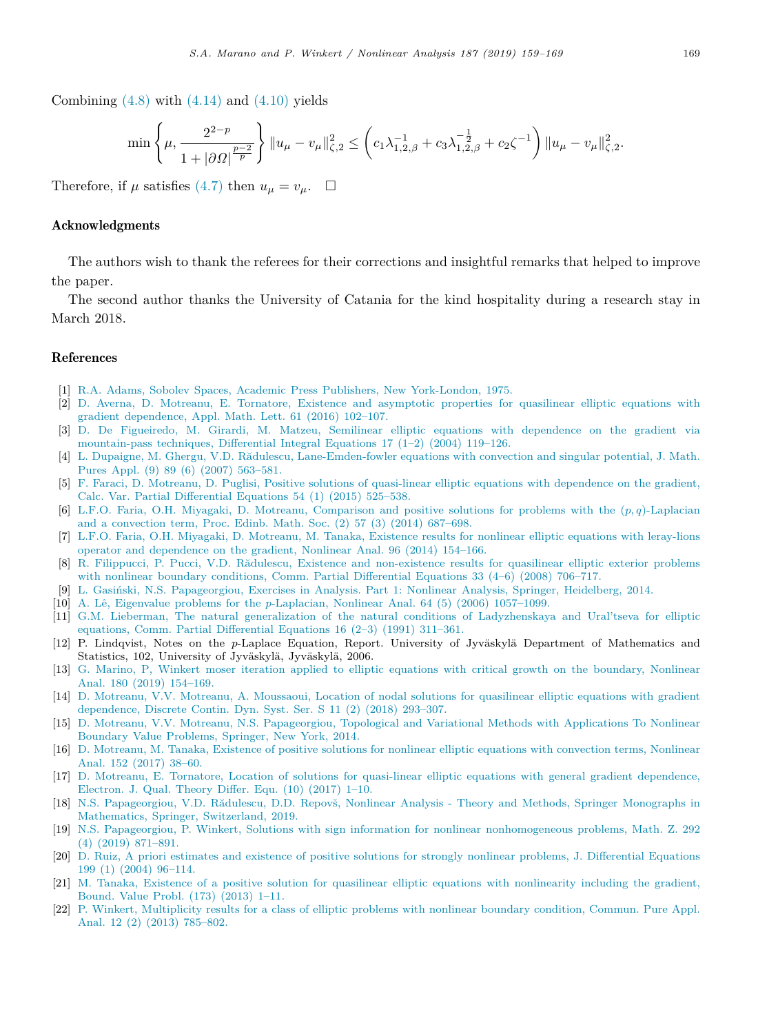Combining (4.8) with (4.14) and (4.10) yields

$$\min\left\{\mu, \frac{2^{2-p}}{1+|\partial\Omega|^{\frac{p-2}{p}}}\right\}\|u_\mu - v_\mu\|_{\zeta,2}^2 \leq \left(c_1\lambda_{1,2,\beta}^{-1} + c_3\lambda_{1,2,\beta}^{-\frac{1}{2}} + c_2\zeta^{-1}\right)\|u_\mu - v_\mu\|_{\zeta,2}^2.$$

Therefore, if $\mu$ satisfies (4.7) then $u_\mu = v_\mu$. □

## Acknowledgments

The authors wish to thank the referees for their corrections and insightful remarks that helped to improve the paper.

The second author thanks the University of Catania for the kind hospitality during a research stay in March 2018.

## References

[1] R.A. Adams, Sobolev Spaces, Academic Press Publishers, New York-London, 1975.

[2] D. Averna, D. Motreanu, E. Tornatore, Existence and asymptotic properties for quasilinear elliptic equations with gradient dependence, Appl. Math. Lett. 61 (2016) 102–107.

[3] D. De Figueiredo, M. Girardi, M. Matzeu, Semilinear elliptic equations with dependence on the gradient via mountain-pass techniques, Differential Integral Equations 17 (1–2) (2004) 119–126.

[4] L. Dupaigne, M. Ghergu, V.D. Rădulescu, Lane-Emden-fowler equations with convection and singular potential, J. Math. Pures Appl. (9) 89 (6) (2007) 563–581.

[5] F. Faraci, D. Motreanu, D. Puglisi, Positive solutions of quasi-linear elliptic equations with dependence on the gradient, Calc. Var. Partial Differential Equations 54 (1) (2015) 525–538.

[6] L.F.O. Faria, O.H. Miyagaki, D. Motreanu, Comparison and positive solutions for problems with the $(p,q)$-Laplacian and a convection term, Proc. Edinb. Math. Soc. (2) 57 (3) (2014) 687–698.

[7] L.F.O. Faria, O.H. Miyagaki, D. Motreanu, M. Tanaka, Existence results for nonlinear elliptic equations with leray-lions operator and dependence on the gradient, Nonlinear Anal. 96 (2014) 154–166.

[8] R. Filippucci, P. Pucci, V.D. Rădulescu, Existence and non-existence results for quasilinear elliptic exterior problems with nonlinear boundary conditions, Comm. Partial Differential Equations 33 (4–6) (2008) 706–717.

[9] L. Gasiński, N.S. Papageorgiou, Exercises in Analysis. Part 1: Nonlinear Analysis, Springer, Heidelberg, 2014.

[10] A. Lê, Eigenvalue problems for the $p$-Laplacian, Nonlinear Anal. 64 (5) (2006) 1057–1099.

[11] G.M. Lieberman, The natural generalization of the natural conditions of Ladyzhenskaya and Ural'tseva for elliptic equations, Comm. Partial Differential Equations 16 (2–3) (1991) 311–361.

[12] P. Lindqvist, Notes on the $p$-Laplace Equation, Report. University of Jyväskylä Department of Mathematics and Statistics, 102, University of Jyväskylä, Jyväskylä, 2006.

[13] G. Marino, P, Winkert moser iteration applied to elliptic equations with critical growth on the boundary, Nonlinear Anal. 180 (2019) 154–169.

[14] D. Motreanu, V.V. Motreanu, A. Moussaoui, Location of nodal solutions for quasilinear elliptic equations with gradient dependence, Discrete Contin. Dyn. Syst. Ser. S 11 (2) (2018) 293–307.

[15] D. Motreanu, V.V. Motreanu, N.S. Papageorgiou, Topological and Variational Methods with Applications To Nonlinear Boundary Value Problems, Springer, New York, 2014.

[16] D. Motreanu, M. Tanaka, Existence of positive solutions for nonlinear elliptic equations with convection terms, Nonlinear Anal. 152 (2017) 38–60.

[17] D. Motreanu, E. Tornatore, Location of solutions for quasi-linear elliptic equations with general gradient dependence, Electron. J. Qual. Theory Differ. Equ. (10) (2017) 1–10.

[18] N.S. Papageorgiou, V.D. Rădulescu, D.D. Repovš, Nonlinear Analysis - Theory and Methods, Springer Monographs in Mathematics, Springer, Switzerland, 2019.

[19] N.S. Papageorgiou, P. Winkert, Solutions with sign information for nonlinear nonhomogeneous problems, Math. Z. 292 (4) (2019) 871–891.

[20] D. Ruiz, A priori estimates and existence of positive solutions for strongly nonlinear problems, J. Differential Equations 199 (1) (2004) 96–114.

[21] M. Tanaka, Existence of a positive solution for quasilinear elliptic equations with nonlinearity including the gradient, Bound. Value Probl. (173) (2013) 1–11.

[22] P. Winkert, Multiplicity results for a class of elliptic problems with nonlinear boundary condition, Commun. Pure Appl. Anal. 12 (2) (2013) 785–802.